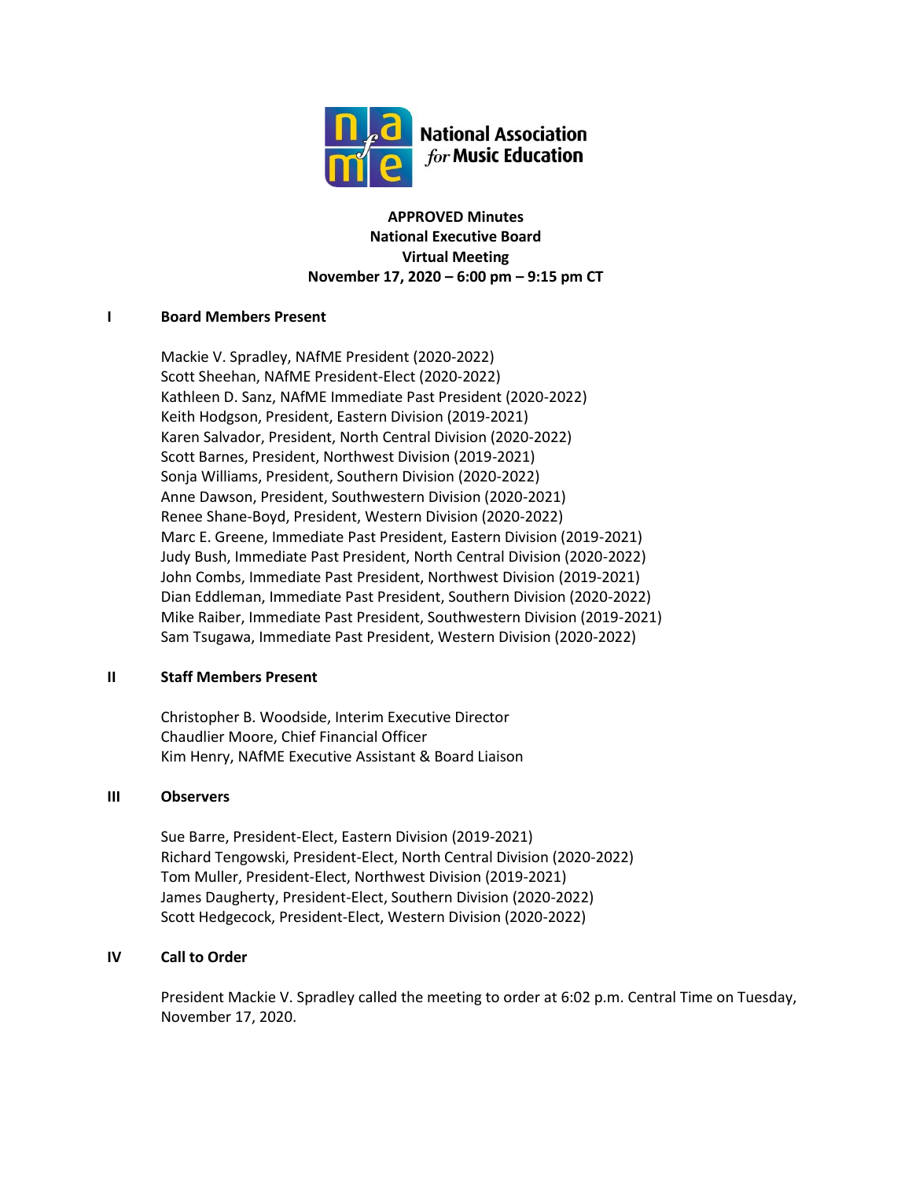National Association *for* Music Education

**APPROVED Minutes**
**National Executive Board**
**Virtual Meeting**
**November 17, 2020 – 6:00 pm – 9:15 pm CT**

## I Board Members Present

Mackie V. Spradley, NAfME President (2020-2022)
Scott Sheehan, NAfME President-Elect (2020-2022)
Kathleen D. Sanz, NAfME Immediate Past President (2020-2022)
Keith Hodgson, President, Eastern Division (2019-2021)
Karen Salvador, President, North Central Division (2020-2022)
Scott Barnes, President, Northwest Division (2019-2021)
Sonja Williams, President, Southern Division (2020-2022)
Anne Dawson, President, Southwestern Division (2020-2021)
Renee Shane-Boyd, President, Western Division (2020-2022)
Marc E. Greene, Immediate Past President, Eastern Division (2019-2021)
Judy Bush, Immediate Past President, North Central Division (2020-2022)
John Combs, Immediate Past President, Northwest Division (2019-2021)
Dian Eddleman, Immediate Past President, Southern Division (2020-2022)
Mike Raiber, Immediate Past President, Southwestern Division (2019-2021)
Sam Tsugawa, Immediate Past President, Western Division (2020-2022)

## II Staff Members Present

Christopher B. Woodside, Interim Executive Director
Chaudlier Moore, Chief Financial Officer
Kim Henry, NAfME Executive Assistant & Board Liaison

## III Observers

Sue Barre, President-Elect, Eastern Division (2019-2021)
Richard Tengowski, President-Elect, North Central Division (2020-2022)
Tom Muller, President-Elect, Northwest Division (2019-2021)
James Daugherty, President-Elect, Southern Division (2020-2022)
Scott Hedgecock, President-Elect, Western Division (2020-2022)

## IV Call to Order

President Mackie V. Spradley called the meeting to order at 6:02 p.m. Central Time on Tuesday, November 17, 2020.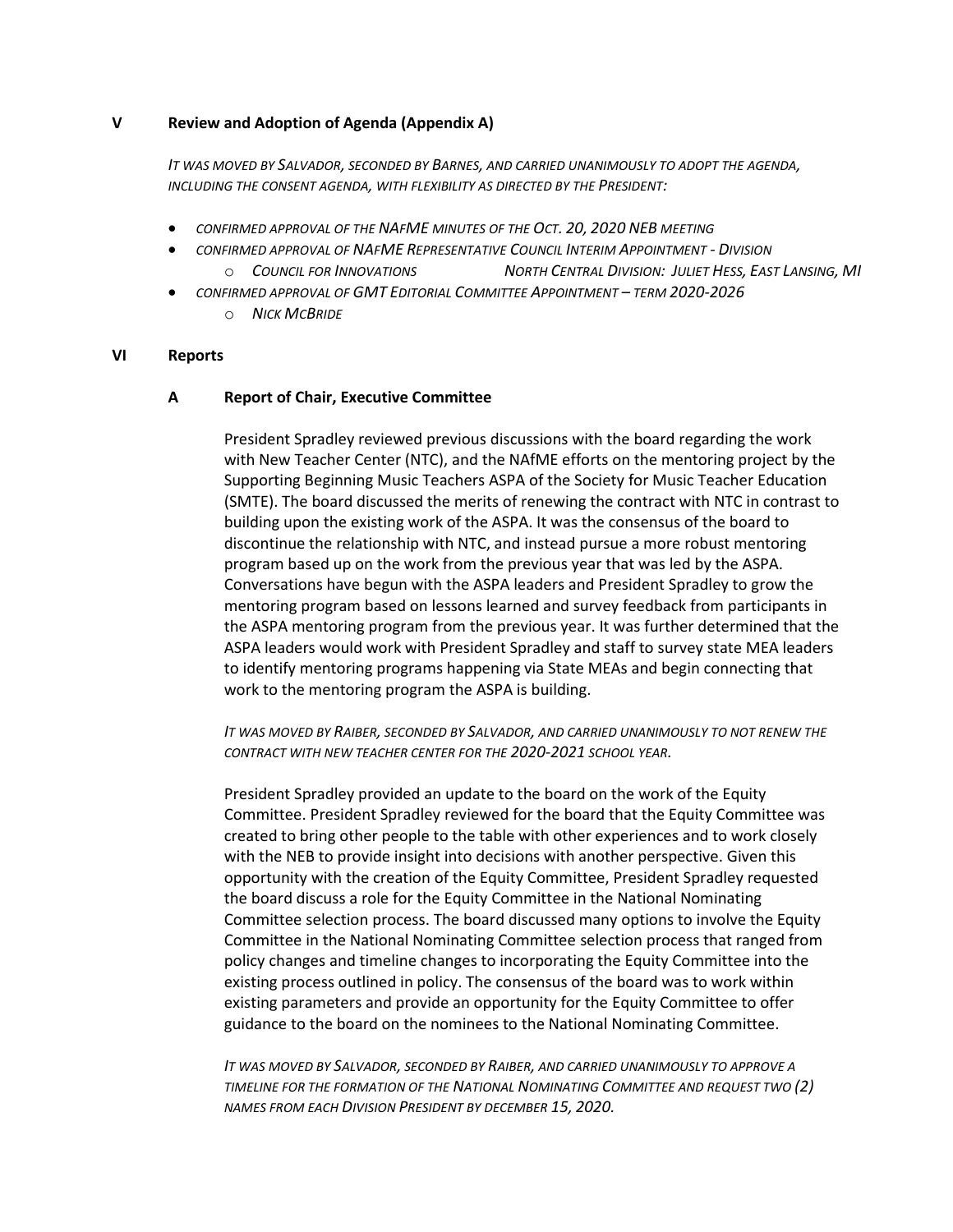## V Review and Adoption of Agenda (Appendix A)

*IT WAS MOVED BY SALVADOR, SECONDED BY BARNES, AND CARRIED UNANIMOUSLY TO ADOPT THE AGENDA, INCLUDING THE CONSENT AGENDA, WITH FLEXIBILITY AS DIRECTED BY THE PRESIDENT:*

- *CONFIRMED APPROVAL OF THE NAfME MINUTES OF THE OCT. 20, 2020 NEB MEETING*
- *CONFIRMED APPROVAL OF NAfME REPRESENTATIVE COUNCIL INTERIM APPOINTMENT - DIVISION*
    - *COUNCIL FOR INNOVATIONS    NORTH CENTRAL DIVISION: JULIET HESS, EAST LANSING, MI*
- *CONFIRMED APPROVAL OF GMT EDITORIAL COMMITTEE APPOINTMENT – TERM 2020-2026*
    - *NICK MCBRIDE*

## VI Reports

### A Report of Chair, Executive Committee

President Spradley reviewed previous discussions with the board regarding the work with New Teacher Center (NTC), and the NAfME efforts on the mentoring project by the Supporting Beginning Music Teachers ASPA of the Society for Music Teacher Education (SMTE). The board discussed the merits of renewing the contract with NTC in contrast to building upon the existing work of the ASPA. It was the consensus of the board to discontinue the relationship with NTC, and instead pursue a more robust mentoring program based up on the work from the previous year that was led by the ASPA. Conversations have begun with the ASPA leaders and President Spradley to grow the mentoring program based on lessons learned and survey feedback from participants in the ASPA mentoring program from the previous year. It was further determined that the ASPA leaders would work with President Spradley and staff to survey state MEA leaders to identify mentoring programs happening via State MEAs and begin connecting that work to the mentoring program the ASPA is building.

*IT WAS MOVED BY RAIBER, SECONDED BY SALVADOR, AND CARRIED UNANIMOUSLY TO NOT RENEW THE CONTRACT WITH NEW TEACHER CENTER FOR THE 2020-2021 SCHOOL YEAR.*

President Spradley provided an update to the board on the work of the Equity Committee. President Spradley reviewed for the board that the Equity Committee was created to bring other people to the table with other experiences and to work closely with the NEB to provide insight into decisions with another perspective. Given this opportunity with the creation of the Equity Committee, President Spradley requested the board discuss a role for the Equity Committee in the National Nominating Committee selection process. The board discussed many options to involve the Equity Committee in the National Nominating Committee selection process that ranged from policy changes and timeline changes to incorporating the Equity Committee into the existing process outlined in policy. The consensus of the board was to work within existing parameters and provide an opportunity for the Equity Committee to offer guidance to the board on the nominees to the National Nominating Committee.

*IT WAS MOVED BY SALVADOR, SECONDED BY RAIBER, AND CARRIED UNANIMOUSLY TO APPROVE A TIMELINE FOR THE FORMATION OF THE NATIONAL NOMINATING COMMITTEE AND REQUEST TWO (2) NAMES FROM EACH DIVISION PRESIDENT BY DECEMBER 15, 2020.*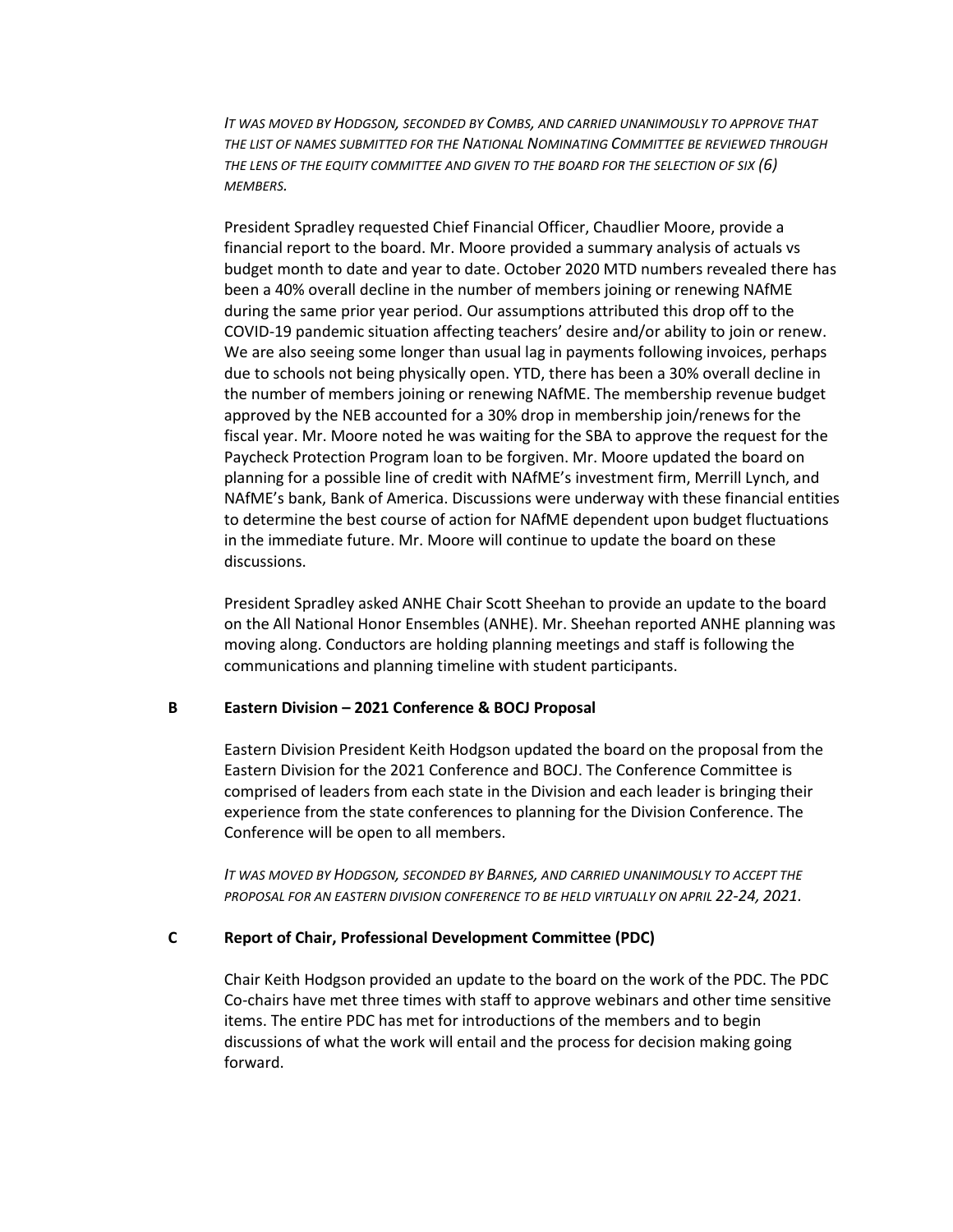*It was moved by Hodgson, seconded by Combs, and carried unanimously to approve that the list of names submitted for the National Nominating Committee be reviewed through the lens of the Equity Committee and given to the board for the selection of six (6) members.*

President Spradley requested Chief Financial Officer, Chaudlier Moore, provide a financial report to the board. Mr. Moore provided a summary analysis of actuals vs budget month to date and year to date. October 2020 MTD numbers revealed there has been a 40% overall decline in the number of members joining or renewing NAfME during the same prior year period. Our assumptions attributed this drop off to the COVID-19 pandemic situation affecting teachers' desire and/or ability to join or renew. We are also seeing some longer than usual lag in payments following invoices, perhaps due to schools not being physically open. YTD, there has been a 30% overall decline in the number of members joining or renewing NAfME. The membership revenue budget approved by the NEB accounted for a 30% drop in membership join/renews for the fiscal year. Mr. Moore noted he was waiting for the SBA to approve the request for the Paycheck Protection Program loan to be forgiven. Mr. Moore updated the board on planning for a possible line of credit with NAfME's investment firm, Merrill Lynch, and NAfME's bank, Bank of America. Discussions were underway with these financial entities to determine the best course of action for NAfME dependent upon budget fluctuations in the immediate future. Mr. Moore will continue to update the board on these discussions.

President Spradley asked ANHE Chair Scott Sheehan to provide an update to the board on the All National Honor Ensembles (ANHE). Mr. Sheehan reported ANHE planning was moving along. Conductors are holding planning meetings and staff is following the communications and planning timeline with student participants.

**B Eastern Division – 2021 Conference & BOCJ Proposal**

Eastern Division President Keith Hodgson updated the board on the proposal from the Eastern Division for the 2021 Conference and BOCJ. The Conference Committee is comprised of leaders from each state in the Division and each leader is bringing their experience from the state conferences to planning for the Division Conference. The Conference will be open to all members.

*It was moved by Hodgson, seconded by Barnes, and carried unanimously to accept the proposal for an Eastern Division Conference to be held virtually on April 22-24, 2021.*

**C Report of Chair, Professional Development Committee (PDC)**

Chair Keith Hodgson provided an update to the board on the work of the PDC. The PDC Co-chairs have met three times with staff to approve webinars and other time sensitive items. The entire PDC has met for introductions of the members and to begin discussions of what the work will entail and the process for decision making going forward.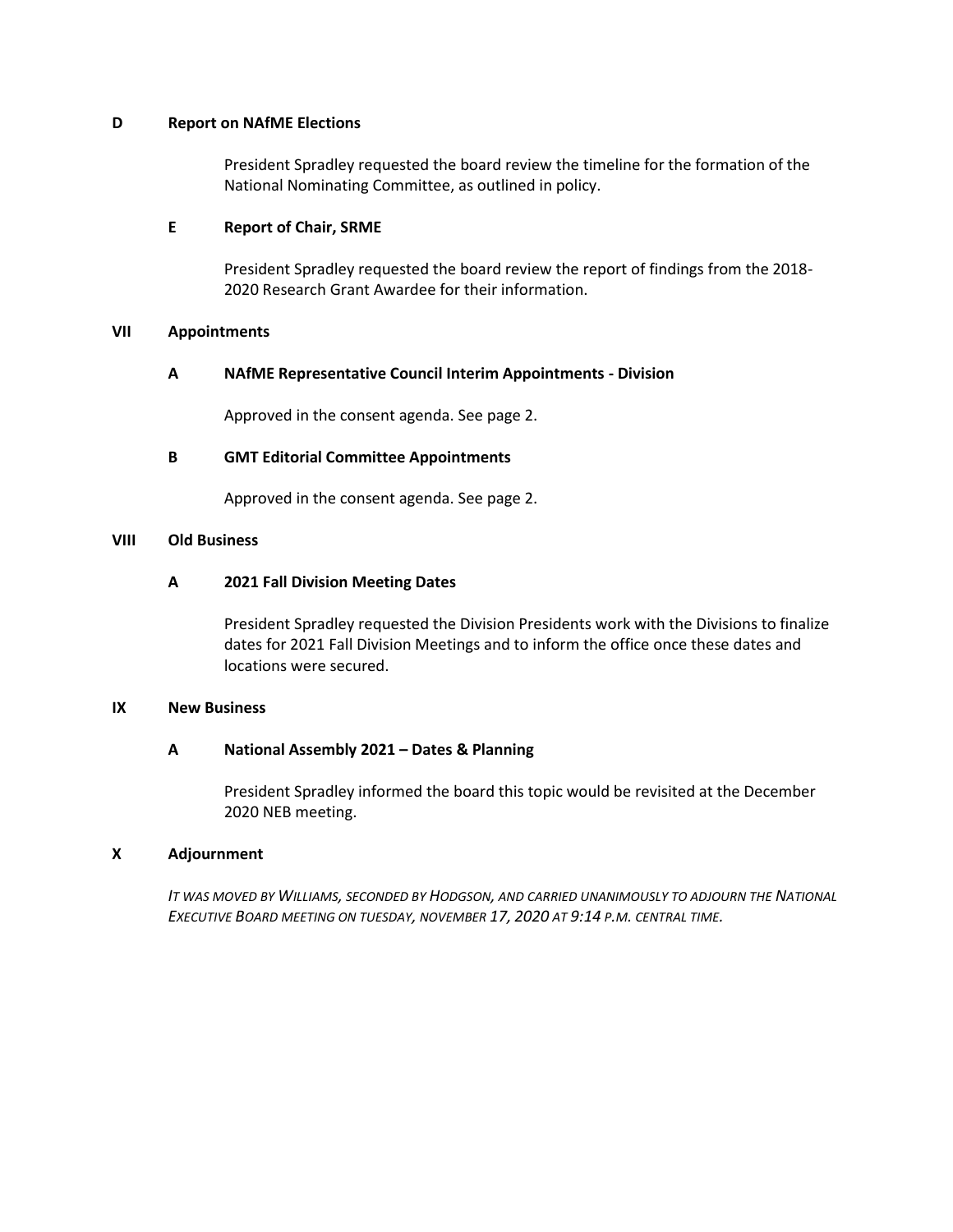### D Report on NAfME Elections

President Spradley requested the board review the timeline for the formation of the National Nominating Committee, as outlined in policy.

### E Report of Chair, SRME

President Spradley requested the board review the report of findings from the 2018-2020 Research Grant Awardee for their information.

## VII Appointments

### A NAfME Representative Council Interim Appointments - Division

Approved in the consent agenda. See page 2.

### B GMT Editorial Committee Appointments

Approved in the consent agenda. See page 2.

## VIII Old Business

### A 2021 Fall Division Meeting Dates

President Spradley requested the Division Presidents work with the Divisions to finalize dates for 2021 Fall Division Meetings and to inform the office once these dates and locations were secured.

## IX New Business

### A National Assembly 2021 – Dates & Planning

President Spradley informed the board this topic would be revisited at the December 2020 NEB meeting.

## X Adjournment

*IT WAS MOVED BY WILLIAMS, SECONDED BY HODGSON, AND CARRIED UNANIMOUSLY TO ADJOURN THE NATIONAL EXECUTIVE BOARD MEETING ON TUESDAY, NOVEMBER 17, 2020 AT 9:14 P.M. CENTRAL TIME.*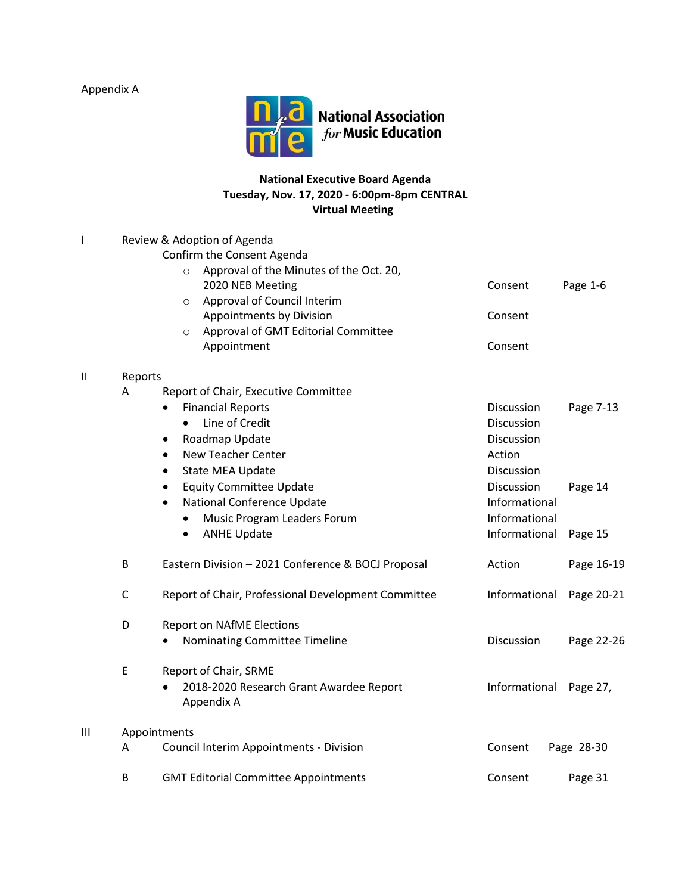Appendix A

**National Association for Music Education**

**National Executive Board Agenda**
**Tuesday, Nov. 17, 2020 - 6:00pm-8pm CENTRAL**
**Virtual Meeting**

| | | | | |
|---|---|---|---|---|
| I | Review & Adoption of Agenda | | | |
| | Confirm the Consent Agenda | | | |
| | | ○ Approval of the Minutes of the Oct. 20, 2020 NEB Meeting | Consent | Page 1-6 |
| | | ○ Approval of Council Interim Appointments by Division | Consent | |
| | | ○ Approval of GMT Editorial Committee Appointment | Consent | |
| II | Reports | | | |
| | A | Report of Chair, Executive Committee | | |
| | | • Financial Reports | Discussion | Page 7-13 |
| | | • Line of Credit | Discussion | |
| | | • Roadmap Update | Discussion | |
| | | • New Teacher Center | Action | |
| | | • State MEA Update | Discussion | |
| | | • Equity Committee Update | Discussion | Page 14 |
| | | • National Conference Update | Informational | |
| | | • Music Program Leaders Forum | Informational | |
| | | • ANHE Update | Informational | Page 15 |
| | B | Eastern Division – 2021 Conference & BOCJ Proposal | Action | Page 16-19 |
| | C | Report of Chair, Professional Development Committee | Informational | Page 20-21 |
| | D | Report on NAfME Elections | | |
| | | • Nominating Committee Timeline | Discussion | Page 22-26 |
| | E | Report of Chair, SRME | | |
| | | • 2018-2020 Research Grant Awardee Report Appendix A | Informational | Page 27, |
| III | Appointments | | | |
| | A | Council Interim Appointments - Division | Consent | Page 28-30 |
| | B | GMT Editorial Committee Appointments | Consent | Page 31 |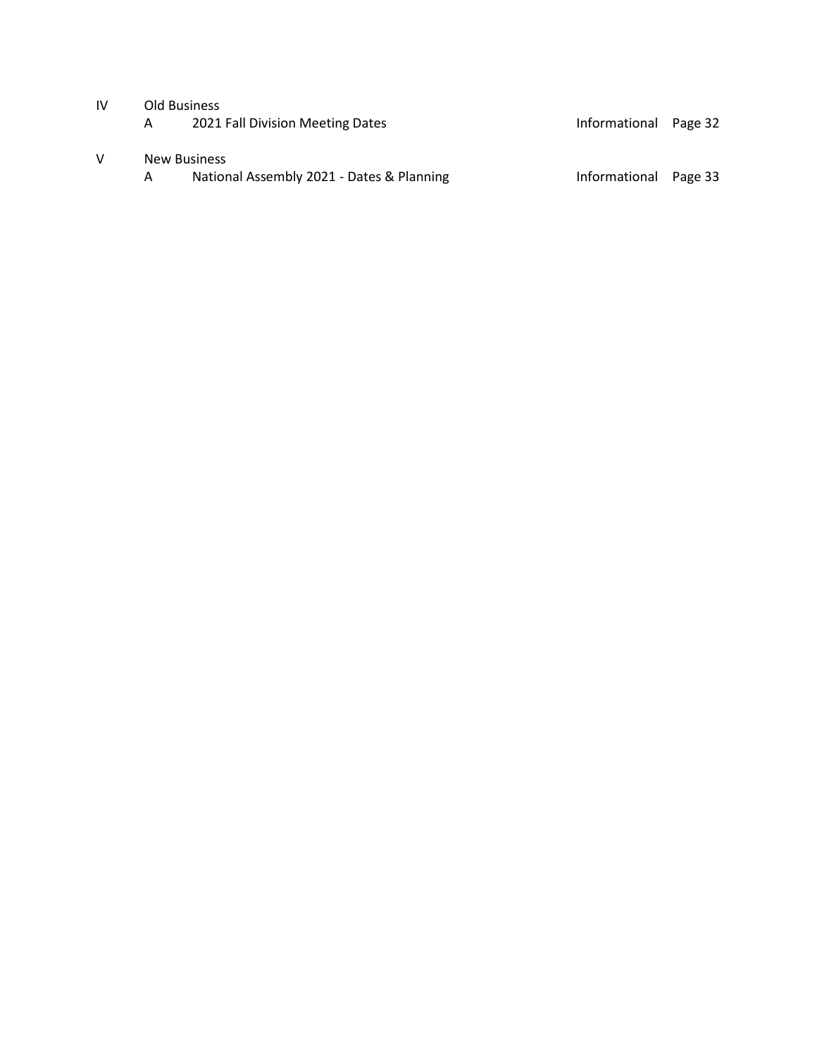IV Old Business

A 2021 Fall Division Meeting Dates Informational Page 32

V New Business

A National Assembly 2021 - Dates & Planning Informational Page 33